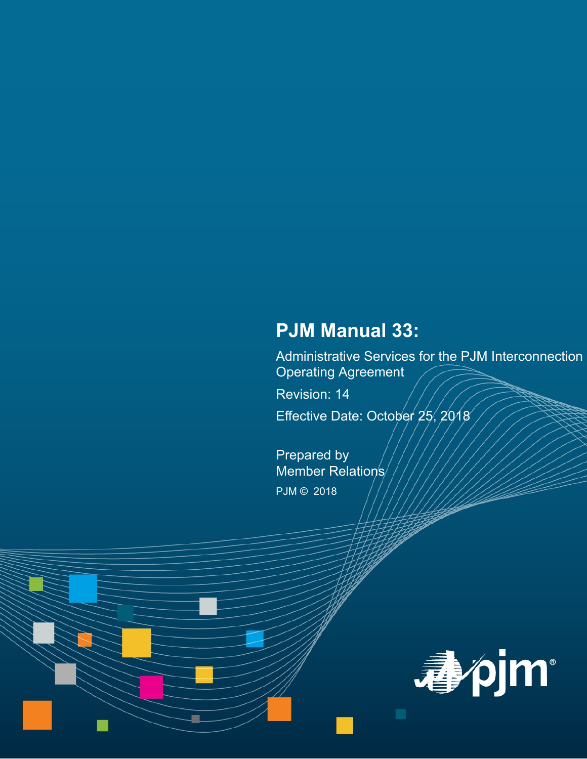# PJM Manual 33:

Administrative Services for the PJM Interconnection Operating Agreement

Revision: 14

Effective Date: October 25, 2018

Prepared by
Member Relations

PJM © 2018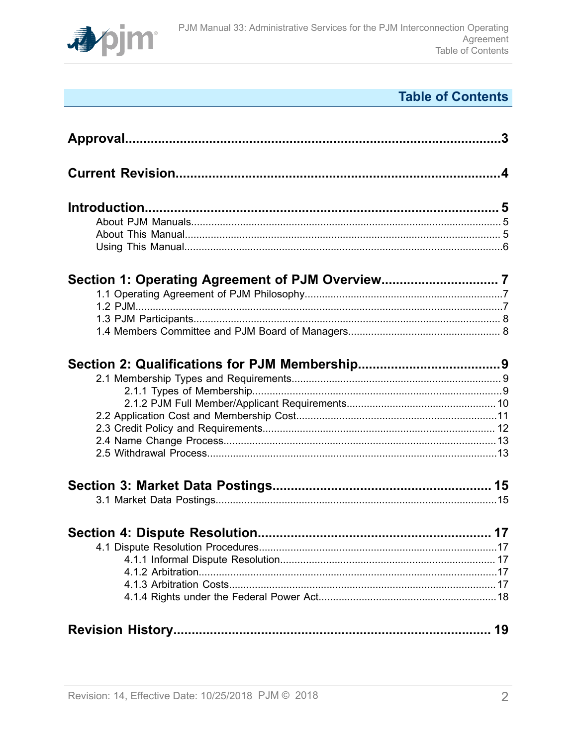# Table of Contents

**Approval** ........................................................................................................ 3

**Current Revision** ........................................................................................ 4

**Introduction** ............................................................................................... 5

- About PJM Manuals ............................................................................................ 5
- About This Manual .............................................................................................. 5
- Using This Manual ............................................................................................... 6

**Section 1: Operating Agreement of PJM Overview** ................................ 7

- 1.1 Operating Agreement of PJM Philosophy ...................................................... 7
- 1.2 PJM ................................................................................................................ 7
- 1.3 PJM Participants ........................................................................................... 8
- 1.4 Members Committee and PJM Board of Managers ...................................... 8

**Section 2: Qualifications for PJM Membership** ...................................... 9

- 2.1 Membership Types and Requirements ........................................................... 9
    - 2.1.1 Types of Membership ............................................................................ 9
    - 2.1.2 PJM Full Member/Applicant Requirements ......................................... 10
- 2.2 Application Cost and Membership Cost ....................................................... 11
- 2.3 Credit Policy and Requirements ................................................................... 12
- 2.4 Name Change Process ................................................................................. 13
- 2.5 Withdrawal Process ...................................................................................... 13

**Section 3: Market Data Postings** ............................................................ 15

- 3.1 Market Data Postings ................................................................................... 15

**Section 4: Dispute Resolution** ................................................................ 17

- 4.1 Dispute Resolution Procedures .................................................................... 17
    - 4.1.1 Informal Dispute Resolution ................................................................. 17
    - 4.1.2 Arbitration ............................................................................................ 17
    - 4.1.3 Arbitration Costs .................................................................................. 17
    - 4.1.4 Rights under the Federal Power Act .................................................... 18

**Revision History** ...................................................................................... 19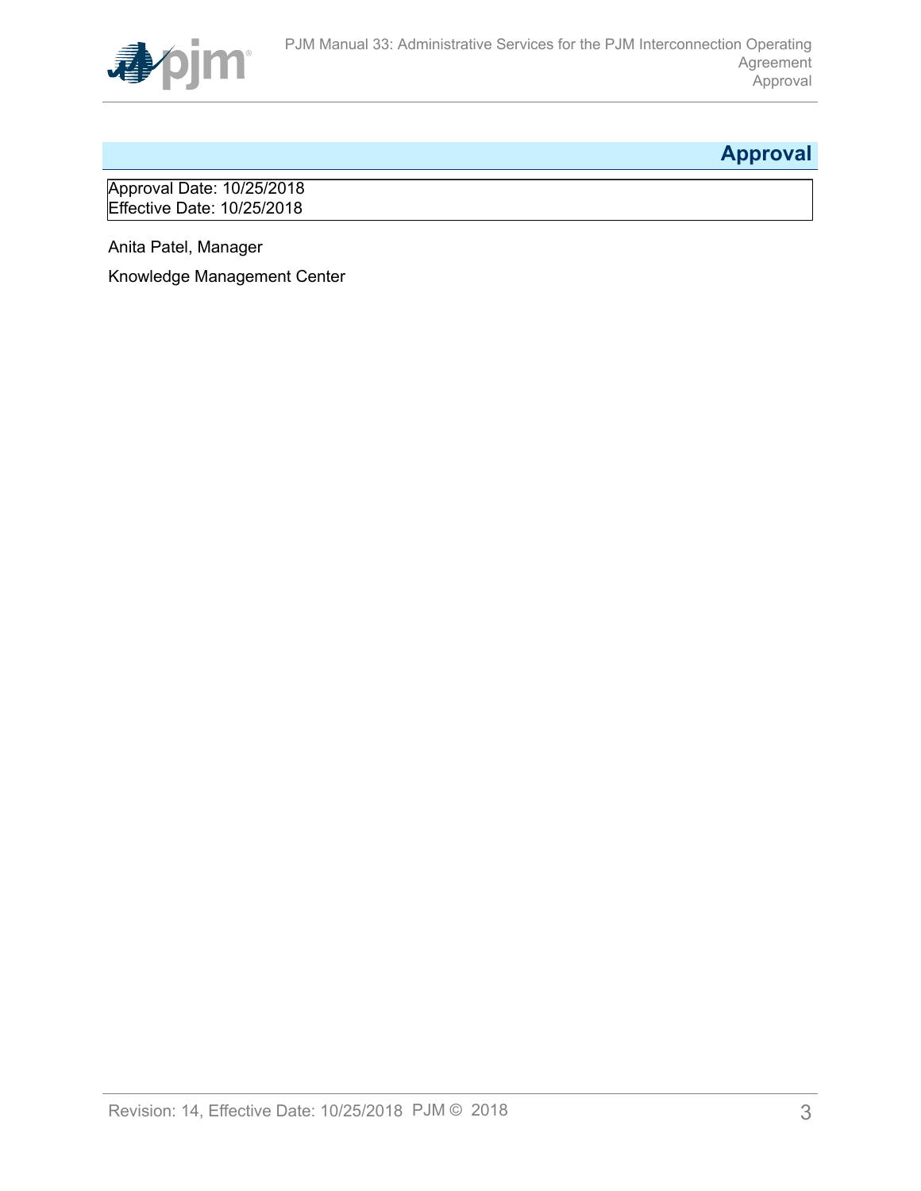# Approval

Approval Date: 10/25/2018
Effective Date: 10/25/2018

Anita Patel, Manager

Knowledge Management Center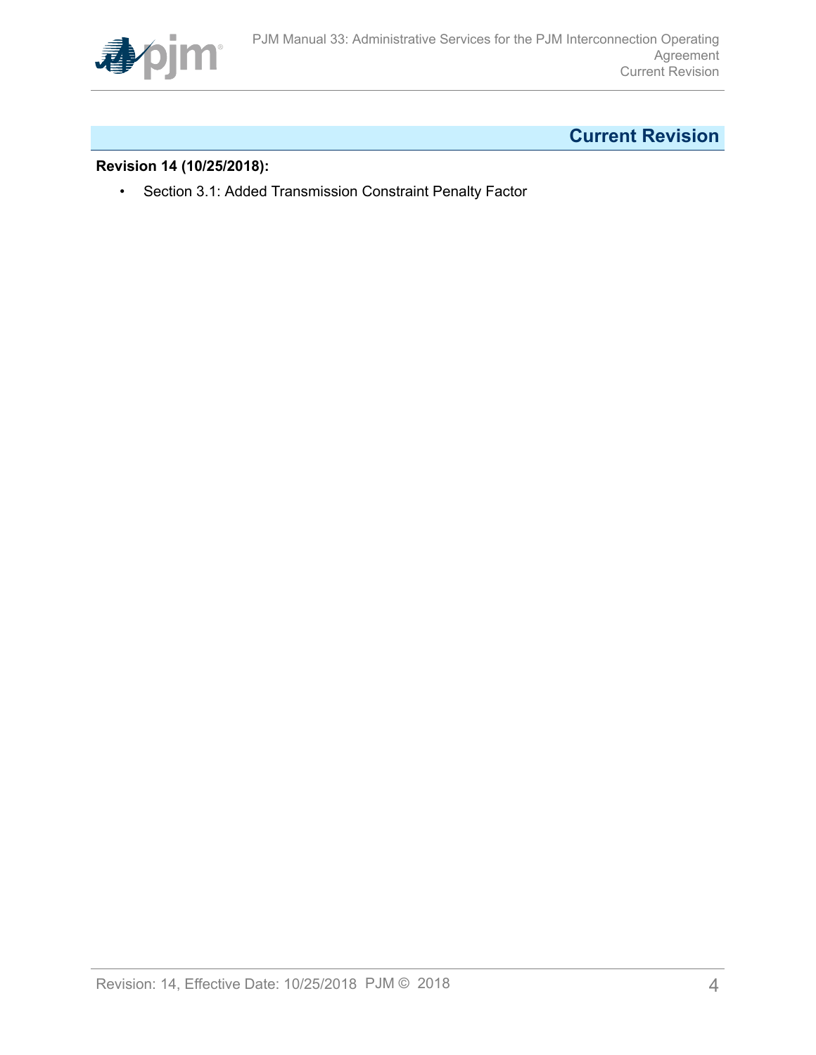## Current Revision

**Revision 14 (10/25/2018):**

- Section 3.1: Added Transmission Constraint Penalty Factor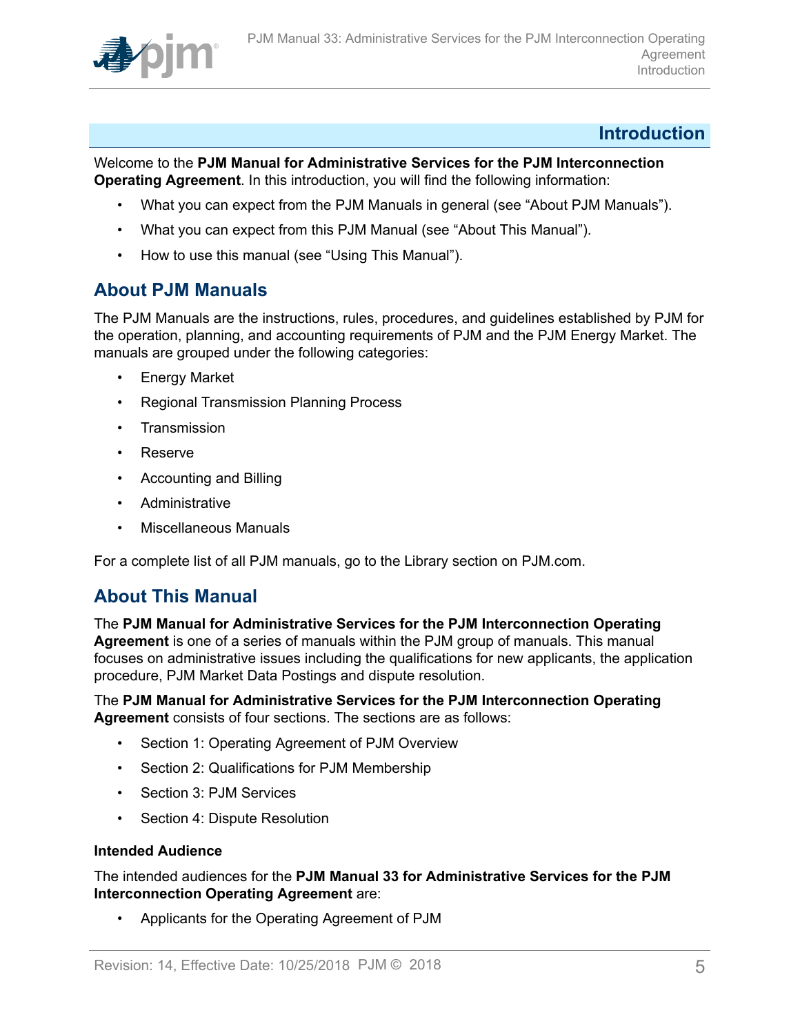# Introduction

Welcome to the **PJM Manual for Administrative Services for the PJM Interconnection Operating Agreement**. In this introduction, you will find the following information:

- What you can expect from the PJM Manuals in general (see "About PJM Manuals").
- What you can expect from this PJM Manual (see "About This Manual").
- How to use this manual (see "Using This Manual").

## About PJM Manuals

The PJM Manuals are the instructions, rules, procedures, and guidelines established by PJM for the operation, planning, and accounting requirements of PJM and the PJM Energy Market. The manuals are grouped under the following categories:

- Energy Market
- Regional Transmission Planning Process
- Transmission
- Reserve
- Accounting and Billing
- Administrative
- Miscellaneous Manuals

For a complete list of all PJM manuals, go to the Library section on PJM.com.

## About This Manual

The **PJM Manual for Administrative Services for the PJM Interconnection Operating Agreement** is one of a series of manuals within the PJM group of manuals. This manual focuses on administrative issues including the qualifications for new applicants, the application procedure, PJM Market Data Postings and dispute resolution.

The **PJM Manual for Administrative Services for the PJM Interconnection Operating Agreement** consists of four sections. The sections are as follows:

- Section 1: Operating Agreement of PJM Overview
- Section 2: Qualifications for PJM Membership
- Section 3: PJM Services
- Section 4: Dispute Resolution

### Intended Audience

The intended audiences for the **PJM Manual 33 for Administrative Services for the PJM Interconnection Operating Agreement** are:

- Applicants for the Operating Agreement of PJM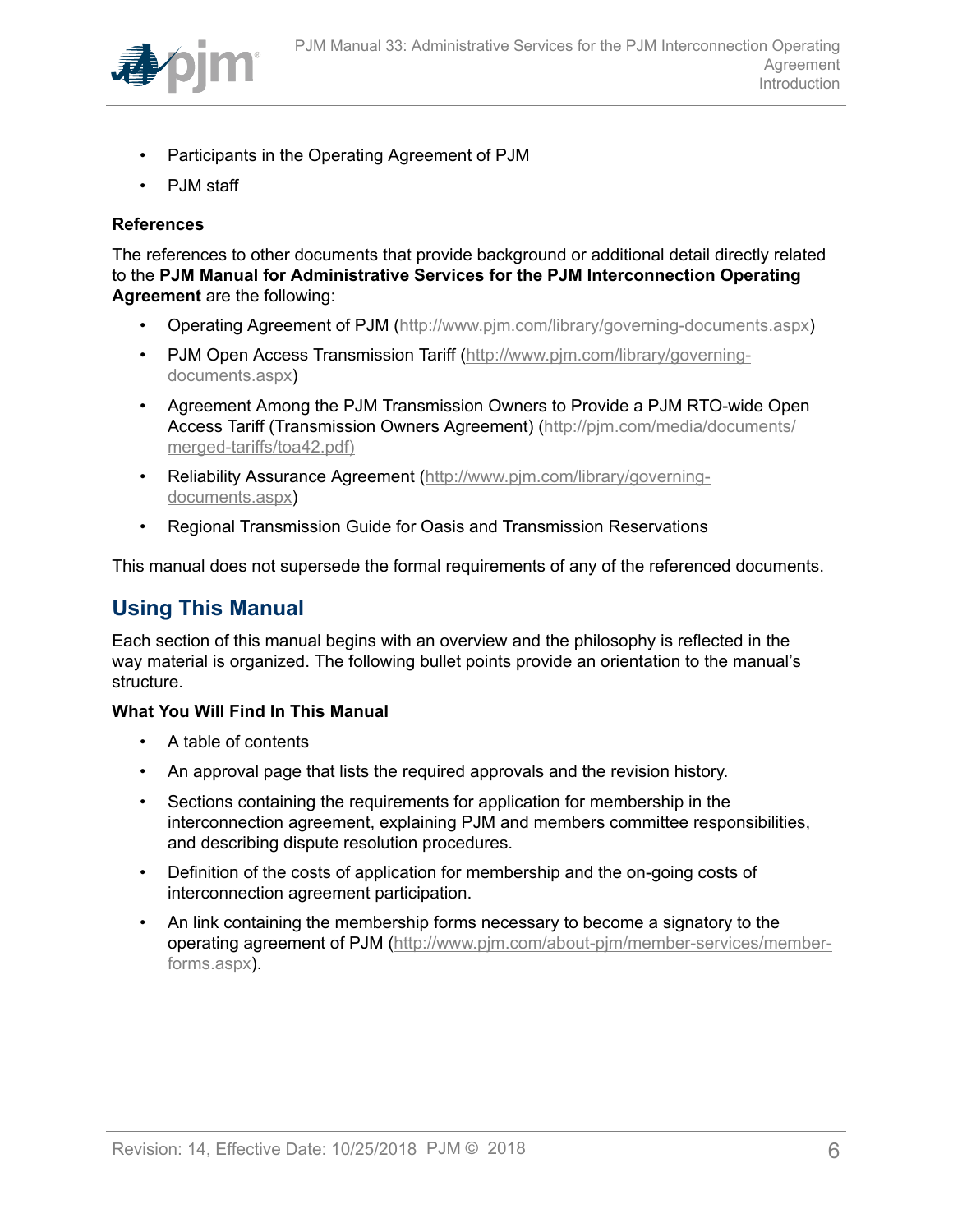- Participants in the Operating Agreement of PJM
- PJM staff

**References**

The references to other documents that provide background or additional detail directly related to the **PJM Manual for Administrative Services for the PJM Interconnection Operating Agreement** are the following:

- Operating Agreement of PJM (http://www.pjm.com/library/governing-documents.aspx)
- PJM Open Access Transmission Tariff (http://www.pjm.com/library/governing-documents.aspx)
- Agreement Among the PJM Transmission Owners to Provide a PJM RTO-wide Open Access Tariff (Transmission Owners Agreement) (http://pjm.com/media/documents/merged-tariffs/toa42.pdf)
- Reliability Assurance Agreement (http://www.pjm.com/library/governing-documents.aspx)
- Regional Transmission Guide for Oasis and Transmission Reservations

This manual does not supersede the formal requirements of any of the referenced documents.

## Using This Manual

Each section of this manual begins with an overview and the philosophy is reflected in the way material is organized. The following bullet points provide an orientation to the manual's structure.

**What You Will Find In This Manual**

- A table of contents
- An approval page that lists the required approvals and the revision history.
- Sections containing the requirements for application for membership in the interconnection agreement, explaining PJM and members committee responsibilities, and describing dispute resolution procedures.
- Definition of the costs of application for membership and the on-going costs of interconnection agreement participation.
- An link containing the membership forms necessary to become a signatory to the operating agreement of PJM (http://www.pjm.com/about-pjm/member-services/member-forms.aspx).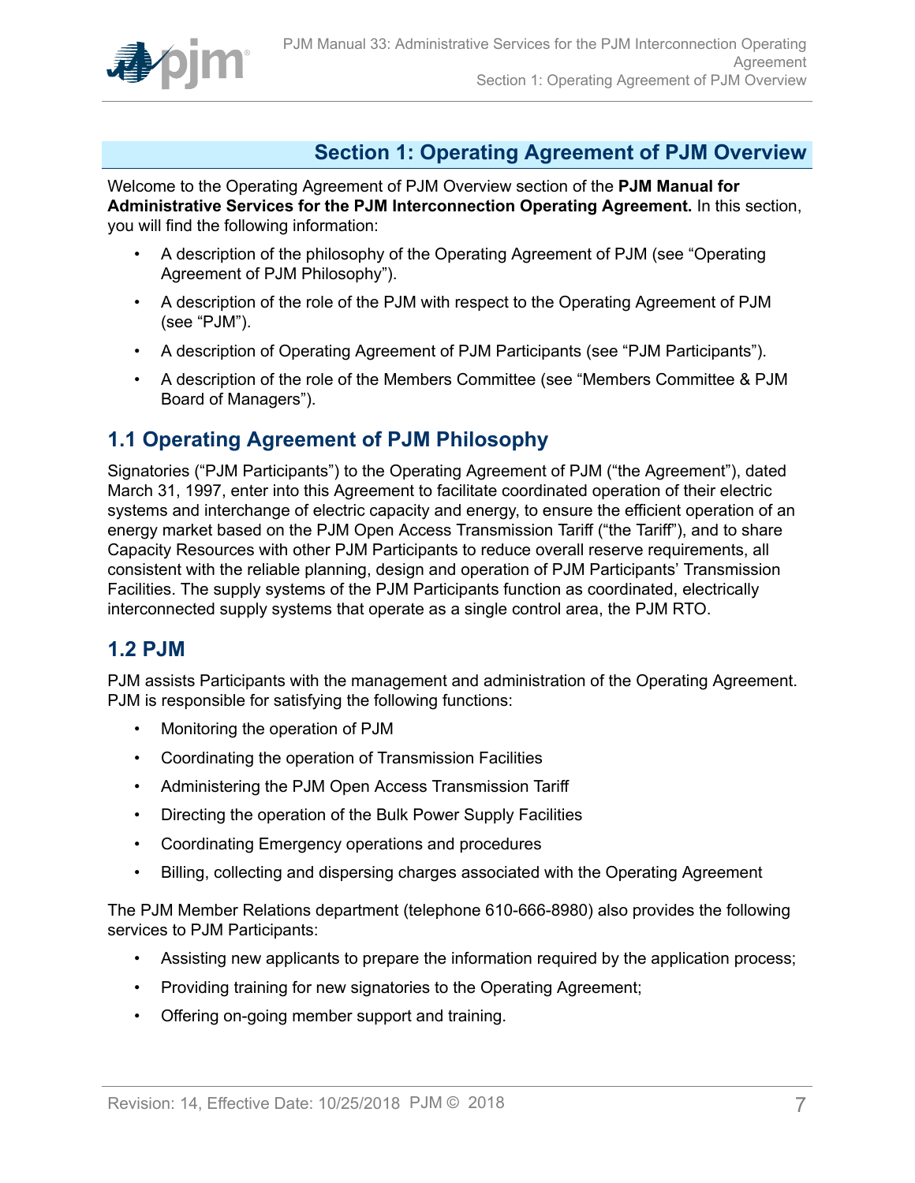# Section 1: Operating Agreement of PJM Overview

Welcome to the Operating Agreement of PJM Overview section of the **PJM Manual for Administrative Services for the PJM Interconnection Operating Agreement.** In this section, you will find the following information:

- A description of the philosophy of the Operating Agreement of PJM (see "Operating Agreement of PJM Philosophy").
- A description of the role of the PJM with respect to the Operating Agreement of PJM (see "PJM").
- A description of Operating Agreement of PJM Participants (see "PJM Participants").
- A description of the role of the Members Committee (see "Members Committee & PJM Board of Managers").

## 1.1 Operating Agreement of PJM Philosophy

Signatories ("PJM Participants") to the Operating Agreement of PJM ("the Agreement"), dated March 31, 1997, enter into this Agreement to facilitate coordinated operation of their electric systems and interchange of electric capacity and energy, to ensure the efficient operation of an energy market based on the PJM Open Access Transmission Tariff ("the Tariff"), and to share Capacity Resources with other PJM Participants to reduce overall reserve requirements, all consistent with the reliable planning, design and operation of PJM Participants' Transmission Facilities. The supply systems of the PJM Participants function as coordinated, electrically interconnected supply systems that operate as a single control area, the PJM RTO.

## 1.2 PJM

PJM assists Participants with the management and administration of the Operating Agreement. PJM is responsible for satisfying the following functions:

- Monitoring the operation of PJM
- Coordinating the operation of Transmission Facilities
- Administering the PJM Open Access Transmission Tariff
- Directing the operation of the Bulk Power Supply Facilities
- Coordinating Emergency operations and procedures
- Billing, collecting and dispersing charges associated with the Operating Agreement

The PJM Member Relations department (telephone 610-666-8980) also provides the following services to PJM Participants:

- Assisting new applicants to prepare the information required by the application process;
- Providing training for new signatories to the Operating Agreement;
- Offering on-going member support and training.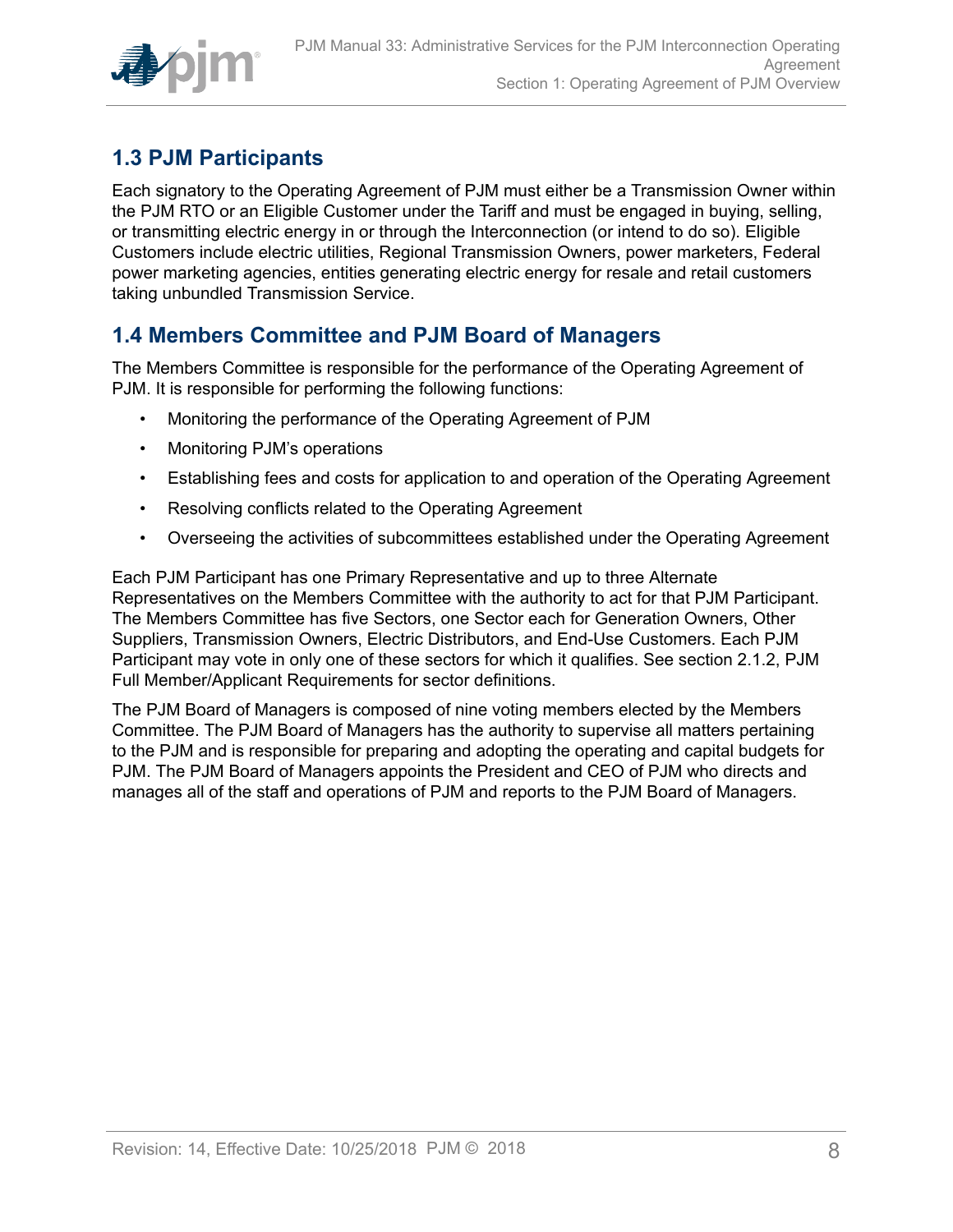## 1.3 PJM Participants

Each signatory to the Operating Agreement of PJM must either be a Transmission Owner within the PJM RTO or an Eligible Customer under the Tariff and must be engaged in buying, selling, or transmitting electric energy in or through the Interconnection (or intend to do so). Eligible Customers include electric utilities, Regional Transmission Owners, power marketers, Federal power marketing agencies, entities generating electric energy for resale and retail customers taking unbundled Transmission Service.

## 1.4 Members Committee and PJM Board of Managers

The Members Committee is responsible for the performance of the Operating Agreement of PJM. It is responsible for performing the following functions:

- Monitoring the performance of the Operating Agreement of PJM
- Monitoring PJM's operations
- Establishing fees and costs for application to and operation of the Operating Agreement
- Resolving conflicts related to the Operating Agreement
- Overseeing the activities of subcommittees established under the Operating Agreement

Each PJM Participant has one Primary Representative and up to three Alternate Representatives on the Members Committee with the authority to act for that PJM Participant. The Members Committee has five Sectors, one Sector each for Generation Owners, Other Suppliers, Transmission Owners, Electric Distributors, and End-Use Customers. Each PJM Participant may vote in only one of these sectors for which it qualifies. See section 2.1.2, PJM Full Member/Applicant Requirements for sector definitions.

The PJM Board of Managers is composed of nine voting members elected by the Members Committee. The PJM Board of Managers has the authority to supervise all matters pertaining to the PJM and is responsible for preparing and adopting the operating and capital budgets for PJM. The PJM Board of Managers appoints the President and CEO of PJM who directs and manages all of the staff and operations of PJM and reports to the PJM Board of Managers.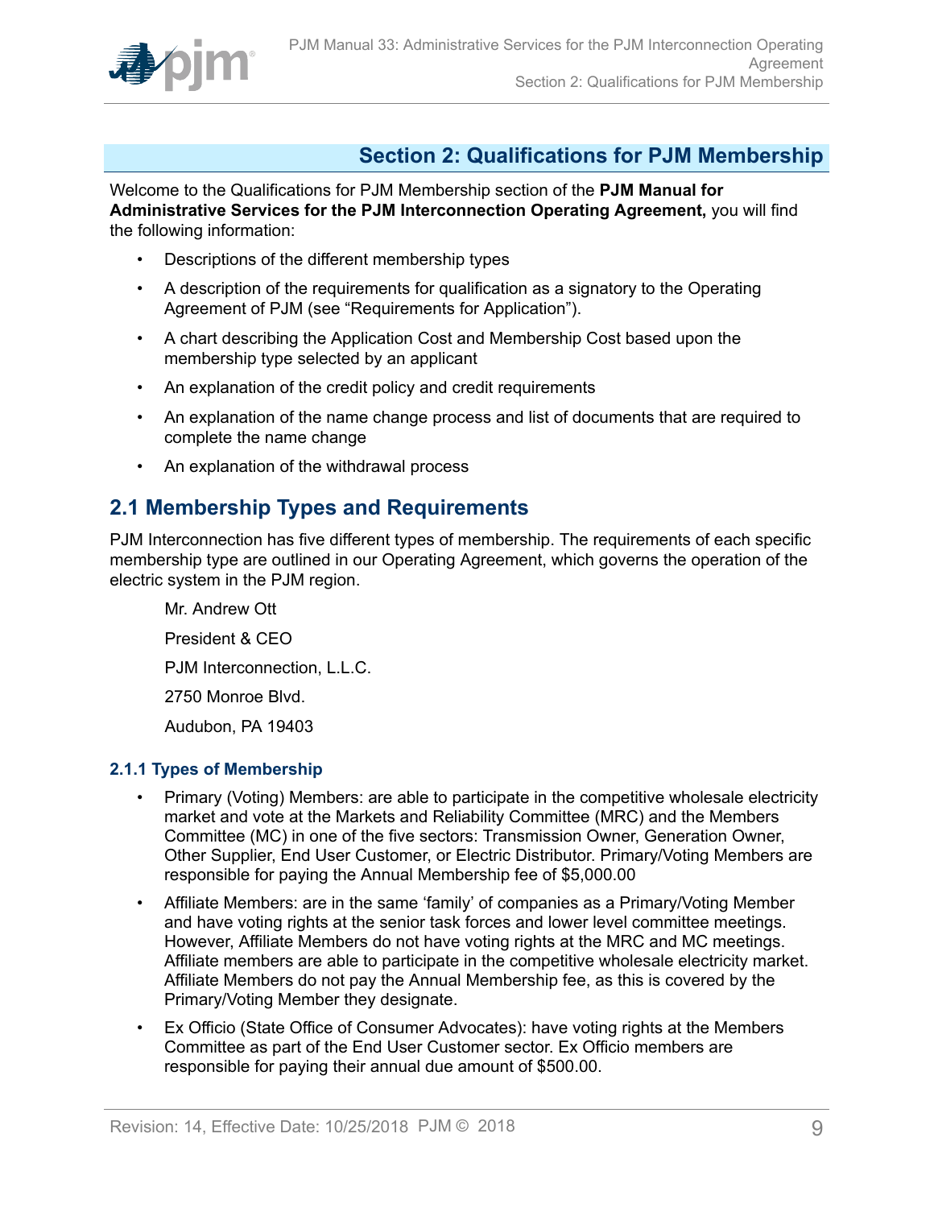## Section 2: Qualifications for PJM Membership

Welcome to the Qualifications for PJM Membership section of the **PJM Manual for Administrative Services for the PJM Interconnection Operating Agreement,** you will find the following information:

- Descriptions of the different membership types
- A description of the requirements for qualification as a signatory to the Operating Agreement of PJM (see "Requirements for Application").
- A chart describing the Application Cost and Membership Cost based upon the membership type selected by an applicant
- An explanation of the credit policy and credit requirements
- An explanation of the name change process and list of documents that are required to complete the name change
- An explanation of the withdrawal process

## 2.1 Membership Types and Requirements

PJM Interconnection has five different types of membership. The requirements of each specific membership type are outlined in our Operating Agreement, which governs the operation of the electric system in the PJM region.

Mr. Andrew Ott

President & CEO

PJM Interconnection, L.L.C.

2750 Monroe Blvd.

Audubon, PA 19403

### 2.1.1 Types of Membership

- Primary (Voting) Members: are able to participate in the competitive wholesale electricity market and vote at the Markets and Reliability Committee (MRC) and the Members Committee (MC) in one of the five sectors: Transmission Owner, Generation Owner, Other Supplier, End User Customer, or Electric Distributor. Primary/Voting Members are responsible for paying the Annual Membership fee of $5,000.00
- Affiliate Members: are in the same 'family' of companies as a Primary/Voting Member and have voting rights at the senior task forces and lower level committee meetings. However, Affiliate Members do not have voting rights at the MRC and MC meetings. Affiliate members are able to participate in the competitive wholesale electricity market. Affiliate Members do not pay the Annual Membership fee, as this is covered by the Primary/Voting Member they designate.
- Ex Officio (State Office of Consumer Advocates): have voting rights at the Members Committee as part of the End User Customer sector. Ex Officio members are responsible for paying their annual due amount of $500.00.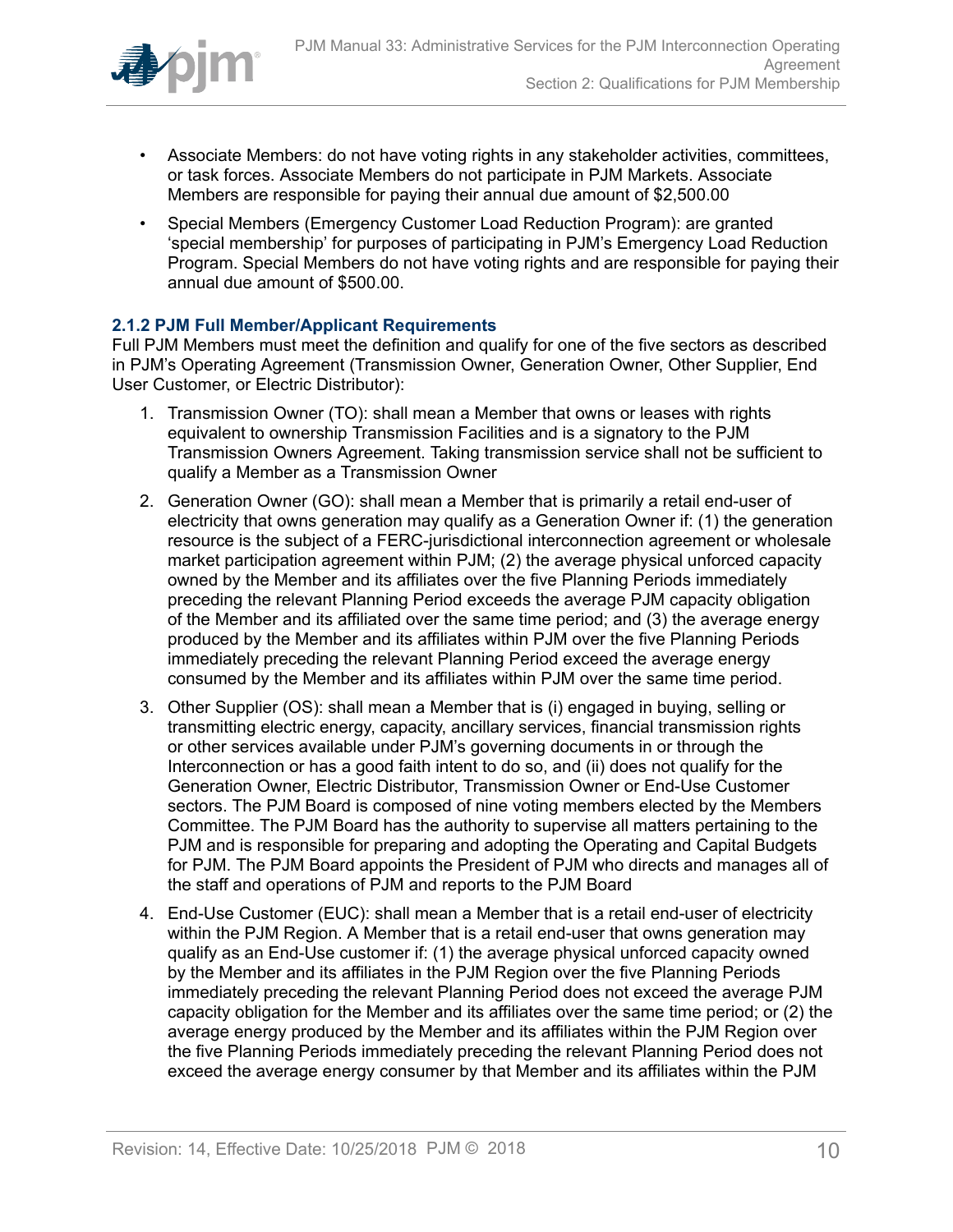- Associate Members: do not have voting rights in any stakeholder activities, committees, or task forces. Associate Members do not participate in PJM Markets. Associate Members are responsible for paying their annual due amount of $2,500.00
- Special Members (Emergency Customer Load Reduction Program): are granted 'special membership' for purposes of participating in PJM's Emergency Load Reduction Program. Special Members do not have voting rights and are responsible for paying their annual due amount of $500.00.

### 2.1.2 PJM Full Member/Applicant Requirements

Full PJM Members must meet the definition and qualify for one of the five sectors as described in PJM's Operating Agreement (Transmission Owner, Generation Owner, Other Supplier, End User Customer, or Electric Distributor):

1. Transmission Owner (TO): shall mean a Member that owns or leases with rights equivalent to ownership Transmission Facilities and is a signatory to the PJM Transmission Owners Agreement. Taking transmission service shall not be sufficient to qualify a Member as a Transmission Owner
2. Generation Owner (GO): shall mean a Member that is primarily a retail end-user of electricity that owns generation may qualify as a Generation Owner if: (1) the generation resource is the subject of a FERC-jurisdictional interconnection agreement or wholesale market participation agreement within PJM; (2) the average physical unforced capacity owned by the Member and its affiliates over the five Planning Periods immediately preceding the relevant Planning Period exceeds the average PJM capacity obligation of the Member and its affiliated over the same time period; and (3) the average energy produced by the Member and its affiliates within PJM over the five Planning Periods immediately preceding the relevant Planning Period exceed the average energy consumed by the Member and its affiliates within PJM over the same time period.
3. Other Supplier (OS): shall mean a Member that is (i) engaged in buying, selling or transmitting electric energy, capacity, ancillary services, financial transmission rights or other services available under PJM's governing documents in or through the Interconnection or has a good faith intent to do so, and (ii) does not qualify for the Generation Owner, Electric Distributor, Transmission Owner or End-Use Customer sectors. The PJM Board is composed of nine voting members elected by the Members Committee. The PJM Board has the authority to supervise all matters pertaining to the PJM and is responsible for preparing and adopting the Operating and Capital Budgets for PJM. The PJM Board appoints the President of PJM who directs and manages all of the staff and operations of PJM and reports to the PJM Board
4. End-Use Customer (EUC): shall mean a Member that is a retail end-user of electricity within the PJM Region. A Member that is a retail end-user that owns generation may qualify as an End-Use customer if: (1) the average physical unforced capacity owned by the Member and its affiliates in the PJM Region over the five Planning Periods immediately preceding the relevant Planning Period does not exceed the average PJM capacity obligation for the Member and its affiliates over the same time period; or (2) the average energy produced by the Member and its affiliates within the PJM Region over the five Planning Periods immediately preceding the relevant Planning Period does not exceed the average energy consumer by that Member and its affiliates within the PJM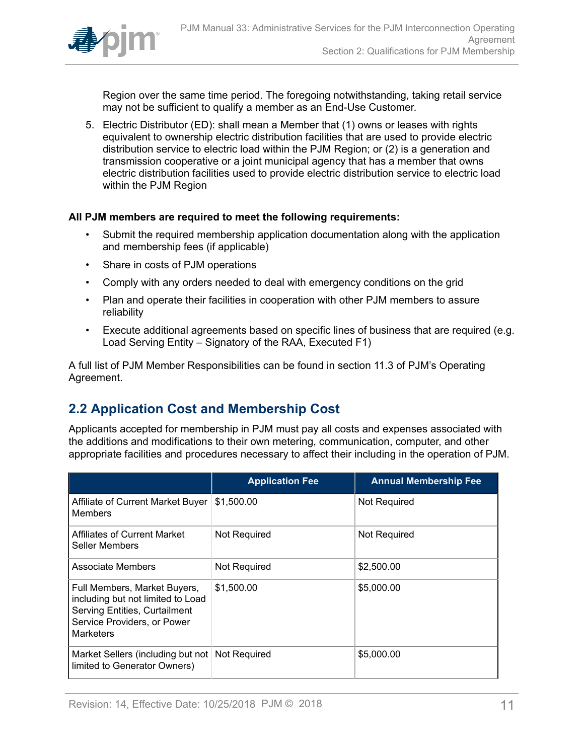Region over the same time period. The foregoing notwithstanding, taking retail service may not be sufficient to qualify a member as an End-Use Customer.

5. Electric Distributor (ED): shall mean a Member that (1) owns or leases with rights equivalent to ownership electric distribution facilities that are used to provide electric distribution service to electric load within the PJM Region; or (2) is a generation and transmission cooperative or a joint municipal agency that has a member that owns electric distribution facilities used to provide electric distribution service to electric load within the PJM Region

**All PJM members are required to meet the following requirements:**

- Submit the required membership application documentation along with the application and membership fees (if applicable)
- Share in costs of PJM operations
- Comply with any orders needed to deal with emergency conditions on the grid
- Plan and operate their facilities in cooperation with other PJM members to assure reliability
- Execute additional agreements based on specific lines of business that are required (e.g. Load Serving Entity – Signatory of the RAA, Executed F1)

A full list of PJM Member Responsibilities can be found in section 11.3 of PJM's Operating Agreement.

## 2.2 Application Cost and Membership Cost

Applicants accepted for membership in PJM must pay all costs and expenses associated with the additions and modifications to their own metering, communication, computer, and other appropriate facilities and procedures necessary to affect their including in the operation of PJM.

| | Application Fee | Annual Membership Fee |
|---|---|---|
| Affiliate of Current Market Buyer Members | $1,500.00 | Not Required |
| Affiliates of Current Market Seller Members | Not Required | Not Required |
| Associate Members | Not Required | $2,500.00 |
| Full Members, Market Buyers, including but not limited to Load Serving Entities, Curtailment Service Providers, or Power Marketers | $1,500.00 | $5,000.00 |
| Market Sellers (including but not limited to Generator Owners) | Not Required | $5,000.00 |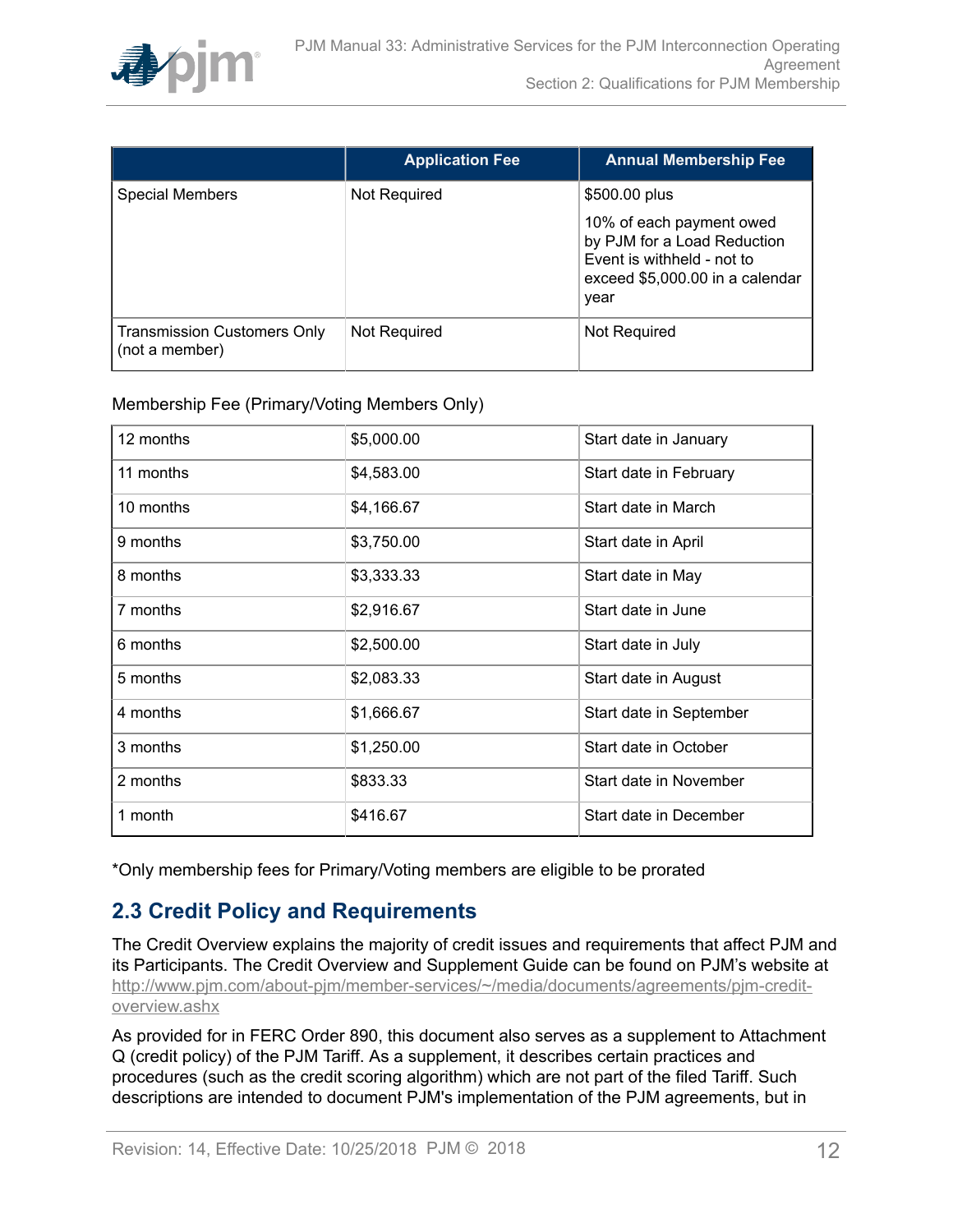| | Application Fee | Annual Membership Fee |
| --- | --- | --- |
| Special Members | Not Required | $500.00 plus<br><br>10% of each payment owed by PJM for a Load Reduction Event is withheld - not to exceed $5,000.00 in a calendar year |
| Transmission Customers Only (not a member) | Not Required | Not Required |

Membership Fee (Primary/Voting Members Only)

| | | |
| --- | --- | --- |
| 12 months | $5,000.00 | Start date in January |
| 11 months | $4,583.00 | Start date in February |
| 10 months | $4,166.67 | Start date in March |
| 9 months | $3,750.00 | Start date in April |
| 8 months | $3,333.33 | Start date in May |
| 7 months | $2,916.67 | Start date in June |
| 6 months | $2,500.00 | Start date in July |
| 5 months | $2,083.33 | Start date in August |
| 4 months | $1,666.67 | Start date in September |
| 3 months | $1,250.00 | Start date in October |
| 2 months | $833.33 | Start date in November |
| 1 month | $416.67 | Start date in December |

*Only membership fees for Primary/Voting members are eligible to be prorated

## 2.3 Credit Policy and Requirements

The Credit Overview explains the majority of credit issues and requirements that affect PJM and its Participants. The Credit Overview and Supplement Guide can be found on PJM's website at http://www.pjm.com/about-pjm/member-services/~/media/documents/agreements/pjm-credit-overview.ashx

As provided for in FERC Order 890, this document also serves as a supplement to Attachment Q (credit policy) of the PJM Tariff. As a supplement, it describes certain practices and procedures (such as the credit scoring algorithm) which are not part of the filed Tariff. Such descriptions are intended to document PJM's implementation of the PJM agreements, but in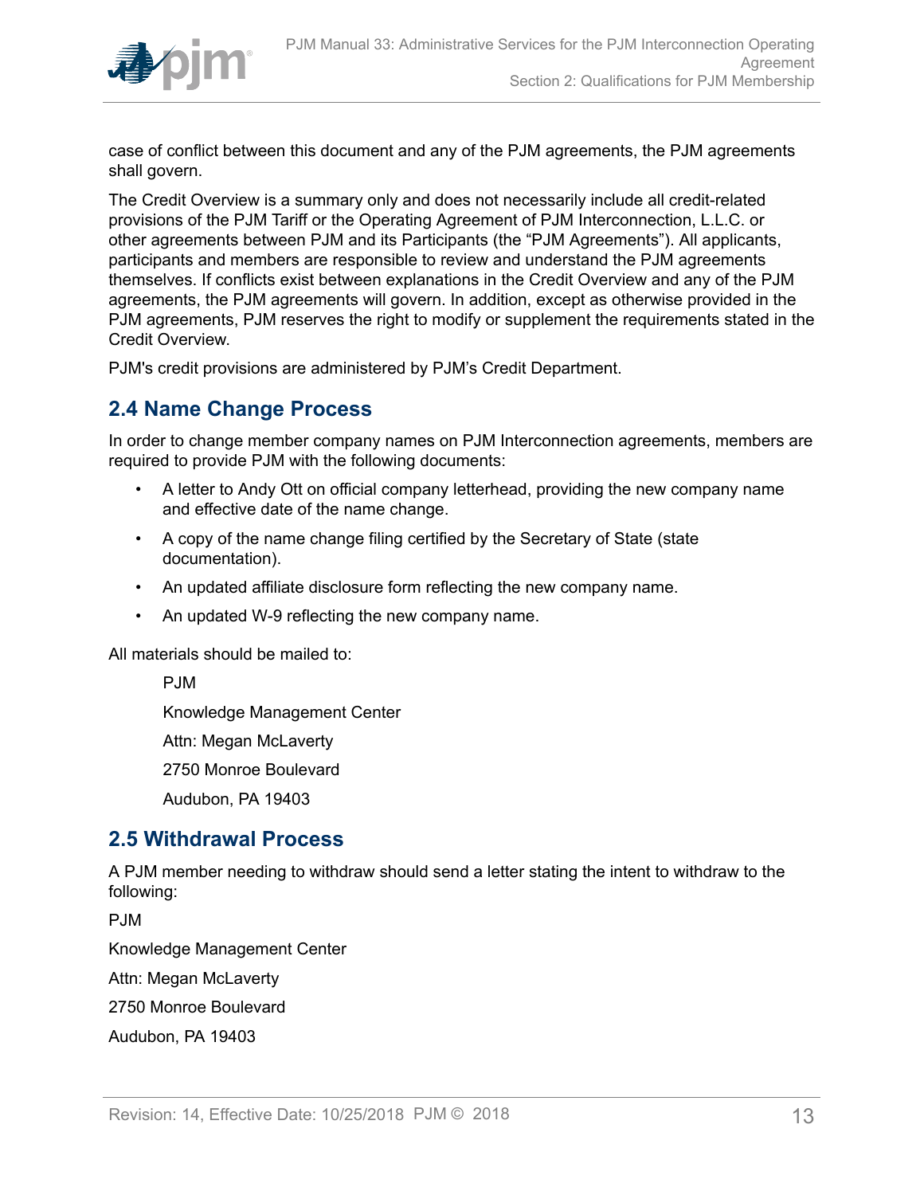case of conflict between this document and any of the PJM agreements, the PJM agreements shall govern.

The Credit Overview is a summary only and does not necessarily include all credit-related provisions of the PJM Tariff or the Operating Agreement of PJM Interconnection, L.L.C. or other agreements between PJM and its Participants (the "PJM Agreements"). All applicants, participants and members are responsible to review and understand the PJM agreements themselves. If conflicts exist between explanations in the Credit Overview and any of the PJM agreements, the PJM agreements will govern. In addition, except as otherwise provided in the PJM agreements, PJM reserves the right to modify or supplement the requirements stated in the Credit Overview.

PJM's credit provisions are administered by PJM's Credit Department.

## 2.4 Name Change Process

In order to change member company names on PJM Interconnection agreements, members are required to provide PJM with the following documents:

- A letter to Andy Ott on official company letterhead, providing the new company name and effective date of the name change.
- A copy of the name change filing certified by the Secretary of State (state documentation).
- An updated affiliate disclosure form reflecting the new company name.
- An updated W-9 reflecting the new company name.

All materials should be mailed to:

PJM

Knowledge Management Center

Attn: Megan McLaverty

2750 Monroe Boulevard

Audubon, PA 19403

## 2.5 Withdrawal Process

A PJM member needing to withdraw should send a letter stating the intent to withdraw to the following:

PJM

Knowledge Management Center

Attn: Megan McLaverty

2750 Monroe Boulevard

Audubon, PA 19403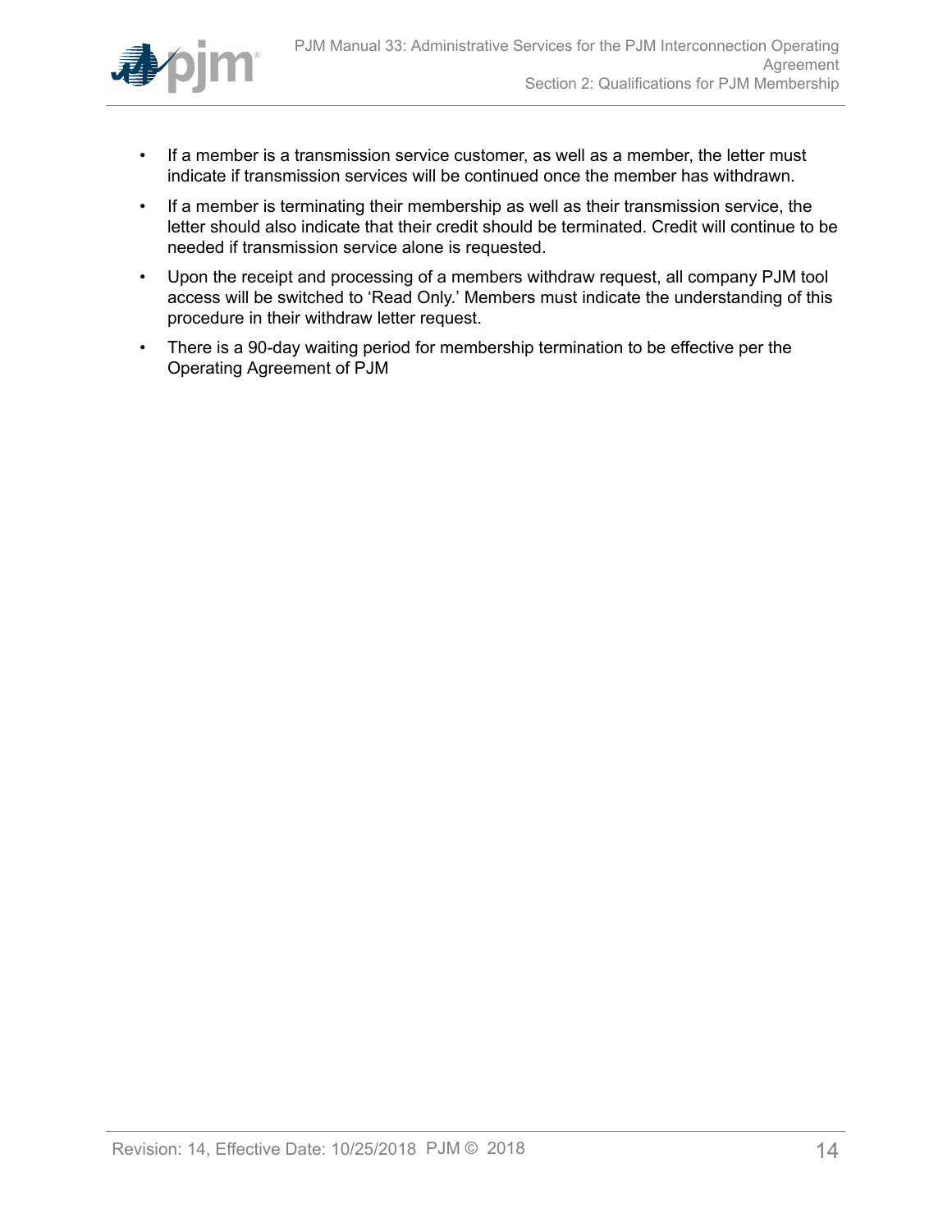- If a member is a transmission service customer, as well as a member, the letter must indicate if transmission services will be continued once the member has withdrawn.
- If a member is terminating their membership as well as their transmission service, the letter should also indicate that their credit should be terminated. Credit will continue to be needed if transmission service alone is requested.
- Upon the receipt and processing of a members withdraw request, all company PJM tool access will be switched to 'Read Only.' Members must indicate the understanding of this procedure in their withdraw letter request.
- There is a 90-day waiting period for membership termination to be effective per the Operating Agreement of PJM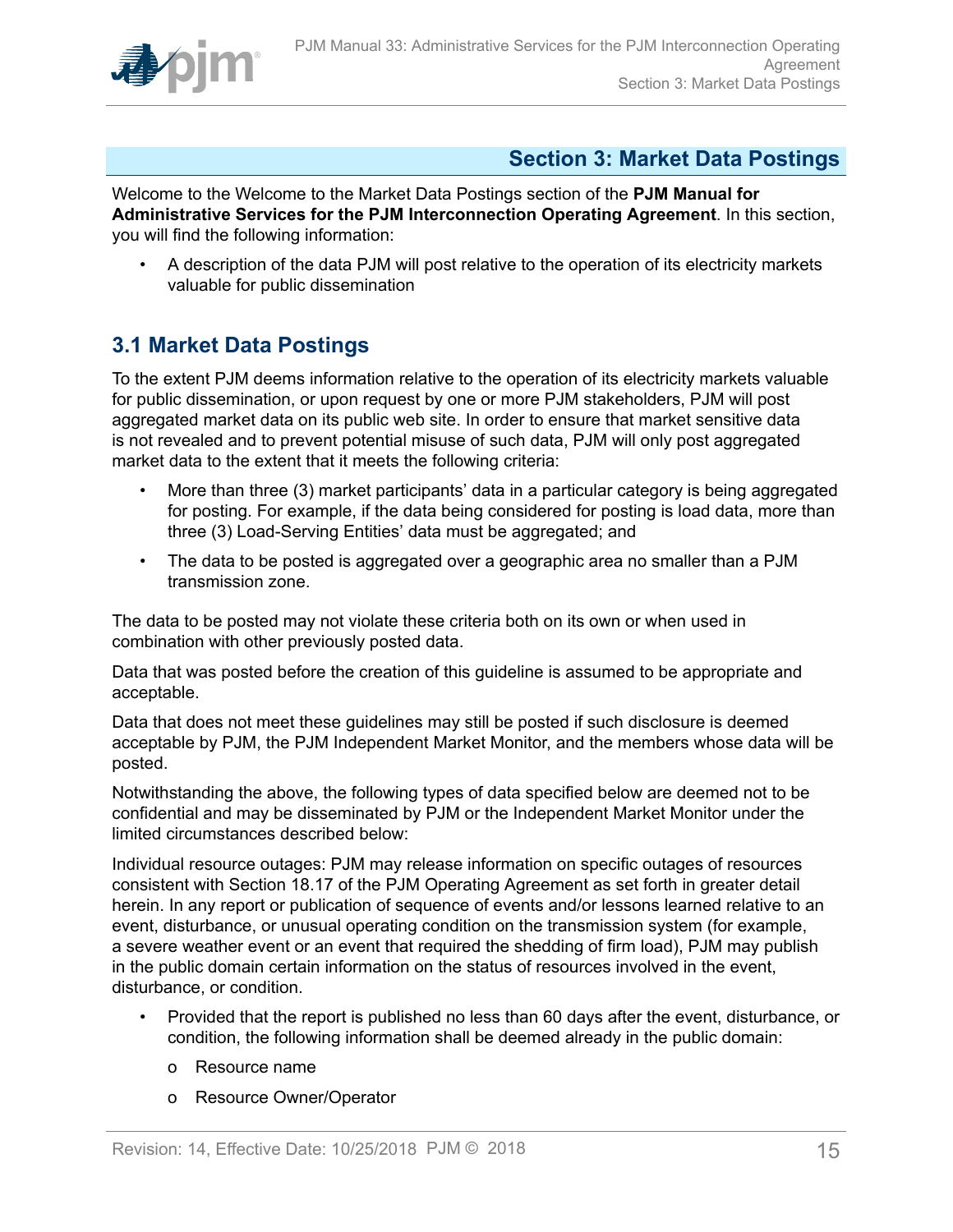## Section 3: Market Data Postings

Welcome to the Welcome to the Market Data Postings section of the **PJM Manual for Administrative Services for the PJM Interconnection Operating Agreement**. In this section, you will find the following information:

- A description of the data PJM will post relative to the operation of its electricity markets valuable for public dissemination

### 3.1 Market Data Postings

To the extent PJM deems information relative to the operation of its electricity markets valuable for public dissemination, or upon request by one or more PJM stakeholders, PJM will post aggregated market data on its public web site. In order to ensure that market sensitive data is not revealed and to prevent potential misuse of such data, PJM will only post aggregated market data to the extent that it meets the following criteria:

- More than three (3) market participants' data in a particular category is being aggregated for posting. For example, if the data being considered for posting is load data, more than three (3) Load-Serving Entities' data must be aggregated; and
- The data to be posted is aggregated over a geographic area no smaller than a PJM transmission zone.

The data to be posted may not violate these criteria both on its own or when used in combination with other previously posted data.

Data that was posted before the creation of this guideline is assumed to be appropriate and acceptable.

Data that does not meet these guidelines may still be posted if such disclosure is deemed acceptable by PJM, the PJM Independent Market Monitor, and the members whose data will be posted.

Notwithstanding the above, the following types of data specified below are deemed not to be confidential and may be disseminated by PJM or the Independent Market Monitor under the limited circumstances described below:

Individual resource outages: PJM may release information on specific outages of resources consistent with Section 18.17 of the PJM Operating Agreement as set forth in greater detail herein. In any report or publication of sequence of events and/or lessons learned relative to an event, disturbance, or unusual operating condition on the transmission system (for example, a severe weather event or an event that required the shedding of firm load), PJM may publish in the public domain certain information on the status of resources involved in the event, disturbance, or condition.

- Provided that the report is published no less than 60 days after the event, disturbance, or condition, the following information shall be deemed already in the public domain:
    - Resource name
    - Resource Owner/Operator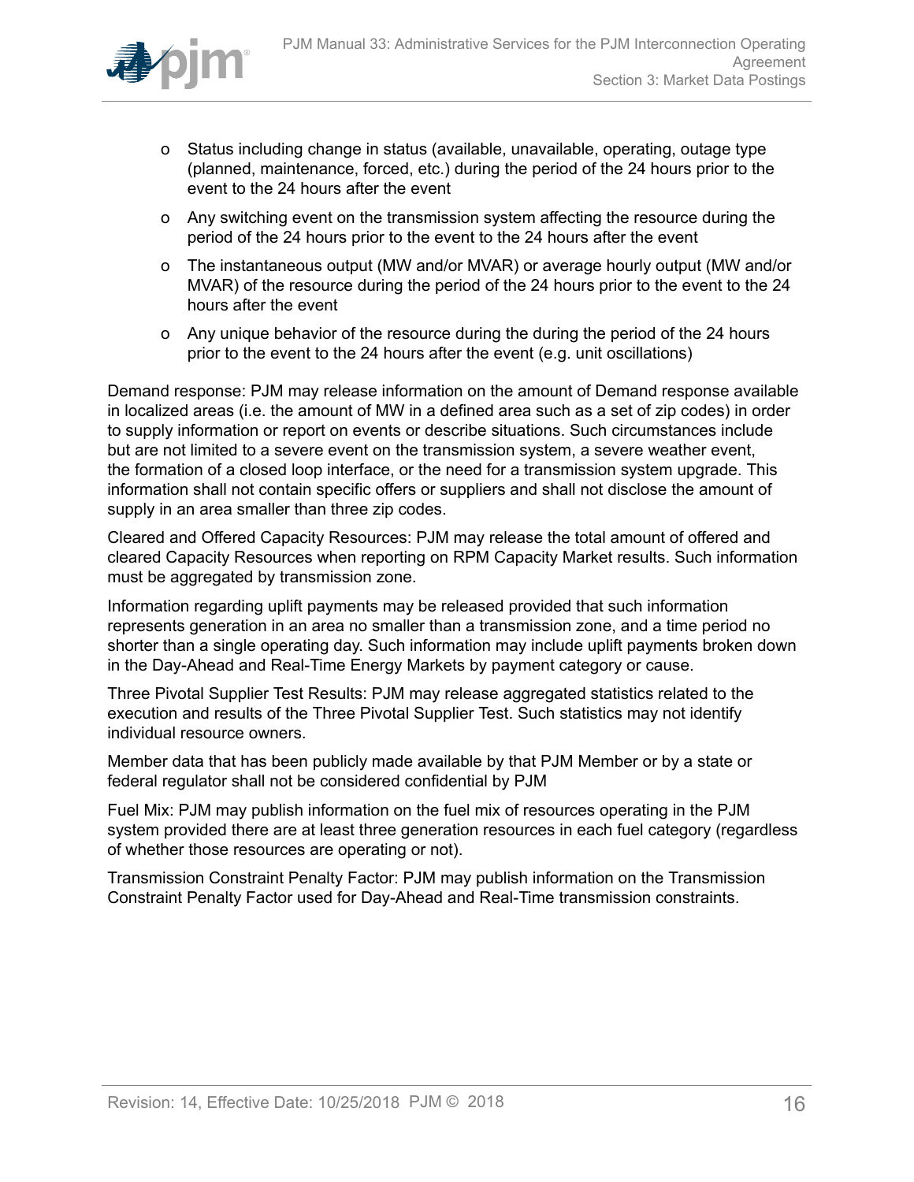- Status including change in status (available, unavailable, operating, outage type (planned, maintenance, forced, etc.) during the period of the 24 hours prior to the event to the 24 hours after the event
- Any switching event on the transmission system affecting the resource during the period of the 24 hours prior to the event to the 24 hours after the event
- The instantaneous output (MW and/or MVAR) or average hourly output (MW and/or MVAR) of the resource during the period of the 24 hours prior to the event to the 24 hours after the event
- Any unique behavior of the resource during the during the period of the 24 hours prior to the event to the 24 hours after the event (e.g. unit oscillations)

Demand response: PJM may release information on the amount of Demand response available in localized areas (i.e. the amount of MW in a defined area such as a set of zip codes) in order to supply information or report on events or describe situations. Such circumstances include but are not limited to a severe event on the transmission system, a severe weather event, the formation of a closed loop interface, or the need for a transmission system upgrade. This information shall not contain specific offers or suppliers and shall not disclose the amount of supply in an area smaller than three zip codes.

Cleared and Offered Capacity Resources: PJM may release the total amount of offered and cleared Capacity Resources when reporting on RPM Capacity Market results. Such information must be aggregated by transmission zone.

Information regarding uplift payments may be released provided that such information represents generation in an area no smaller than a transmission zone, and a time period no shorter than a single operating day. Such information may include uplift payments broken down in the Day-Ahead and Real-Time Energy Markets by payment category or cause.

Three Pivotal Supplier Test Results: PJM may release aggregated statistics related to the execution and results of the Three Pivotal Supplier Test. Such statistics may not identify individual resource owners.

Member data that has been publicly made available by that PJM Member or by a state or federal regulator shall not be considered confidential by PJM

Fuel Mix: PJM may publish information on the fuel mix of resources operating in the PJM system provided there are at least three generation resources in each fuel category (regardless of whether those resources are operating or not).

Transmission Constraint Penalty Factor: PJM may publish information on the Transmission Constraint Penalty Factor used for Day-Ahead and Real-Time transmission constraints.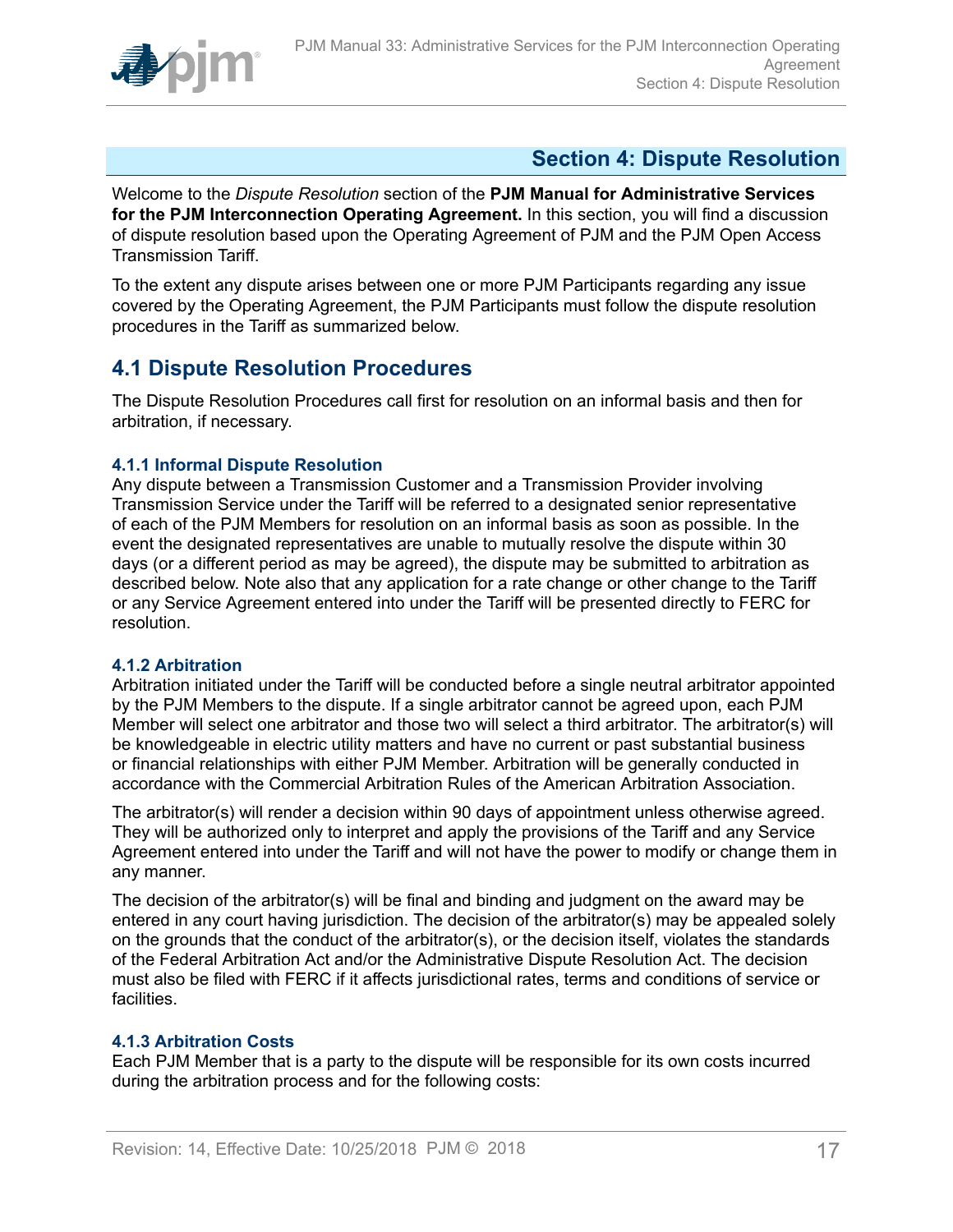# Section 4: Dispute Resolution

Welcome to the *Dispute Resolution* section of the **PJM Manual for Administrative Services for the PJM Interconnection Operating Agreement.** In this section, you will find a discussion of dispute resolution based upon the Operating Agreement of PJM and the PJM Open Access Transmission Tariff.

To the extent any dispute arises between one or more PJM Participants regarding any issue covered by the Operating Agreement, the PJM Participants must follow the dispute resolution procedures in the Tariff as summarized below.

## 4.1 Dispute Resolution Procedures

The Dispute Resolution Procedures call first for resolution on an informal basis and then for arbitration, if necessary.

### 4.1.1 Informal Dispute Resolution

Any dispute between a Transmission Customer and a Transmission Provider involving Transmission Service under the Tariff will be referred to a designated senior representative of each of the PJM Members for resolution on an informal basis as soon as possible. In the event the designated representatives are unable to mutually resolve the dispute within 30 days (or a different period as may be agreed), the dispute may be submitted to arbitration as described below. Note also that any application for a rate change or other change to the Tariff or any Service Agreement entered into under the Tariff will be presented directly to FERC for resolution.

### 4.1.2 Arbitration

Arbitration initiated under the Tariff will be conducted before a single neutral arbitrator appointed by the PJM Members to the dispute. If a single arbitrator cannot be agreed upon, each PJM Member will select one arbitrator and those two will select a third arbitrator. The arbitrator(s) will be knowledgeable in electric utility matters and have no current or past substantial business or financial relationships with either PJM Member. Arbitration will be generally conducted in accordance with the Commercial Arbitration Rules of the American Arbitration Association.

The arbitrator(s) will render a decision within 90 days of appointment unless otherwise agreed. They will be authorized only to interpret and apply the provisions of the Tariff and any Service Agreement entered into under the Tariff and will not have the power to modify or change them in any manner.

The decision of the arbitrator(s) will be final and binding and judgment on the award may be entered in any court having jurisdiction. The decision of the arbitrator(s) may be appealed solely on the grounds that the conduct of the arbitrator(s), or the decision itself, violates the standards of the Federal Arbitration Act and/or the Administrative Dispute Resolution Act. The decision must also be filed with FERC if it affects jurisdictional rates, terms and conditions of service or facilities.

### 4.1.3 Arbitration Costs

Each PJM Member that is a party to the dispute will be responsible for its own costs incurred during the arbitration process and for the following costs: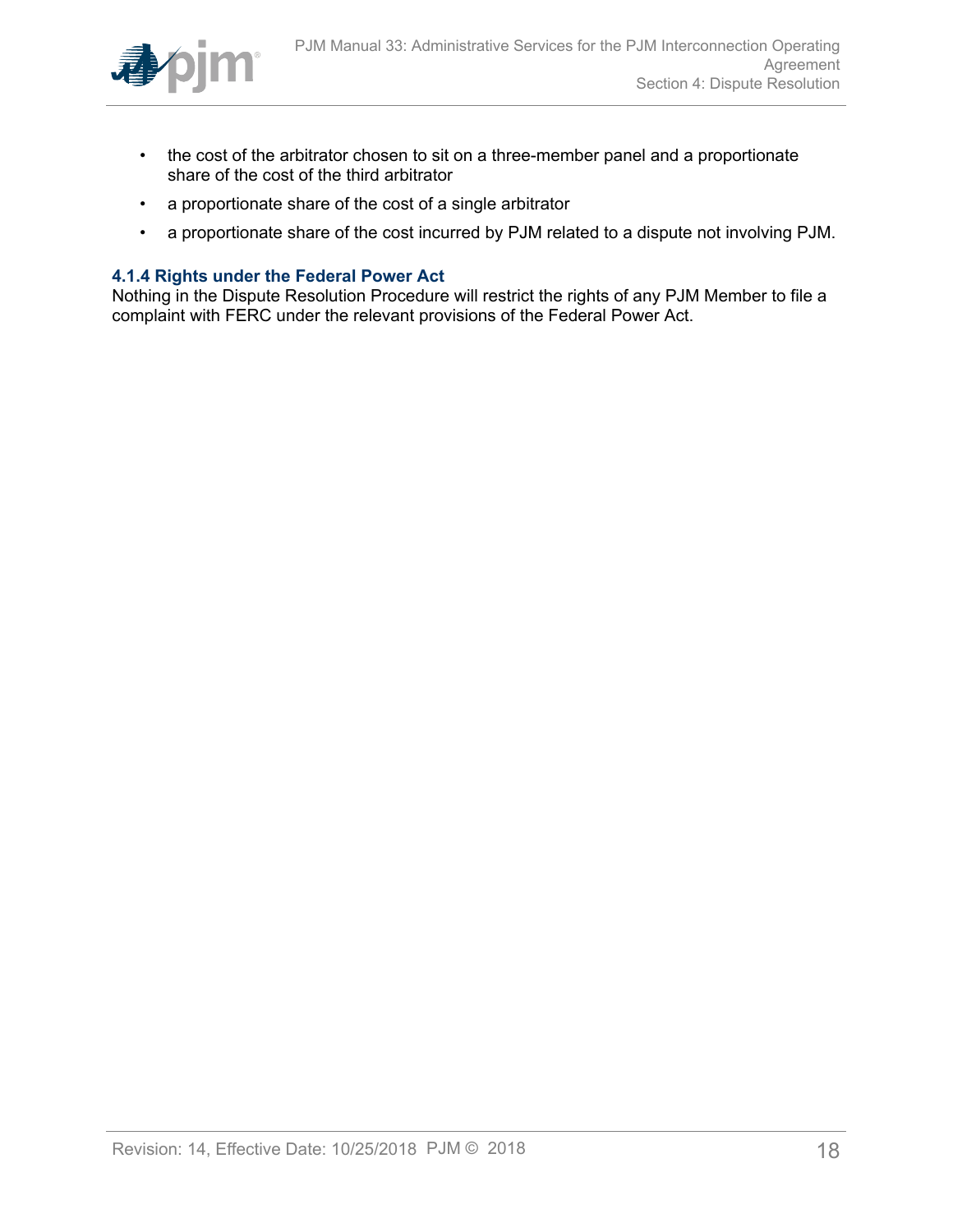- the cost of the arbitrator chosen to sit on a three-member panel and a proportionate share of the cost of the third arbitrator
- a proportionate share of the cost of a single arbitrator
- a proportionate share of the cost incurred by PJM related to a dispute not involving PJM.

#### 4.1.4 Rights under the Federal Power Act

Nothing in the Dispute Resolution Procedure will restrict the rights of any PJM Member to file a complaint with FERC under the relevant provisions of the Federal Power Act.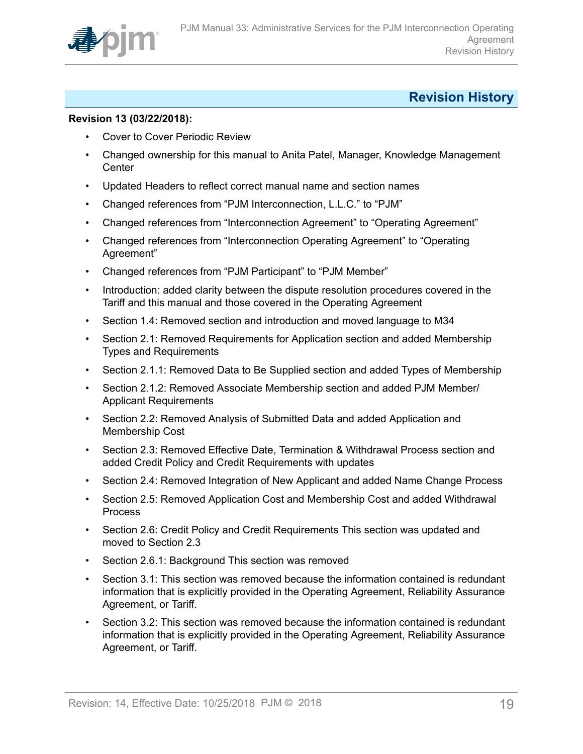# Revision History

**Revision 13 (03/22/2018):**

- Cover to Cover Periodic Review
- Changed ownership for this manual to Anita Patel, Manager, Knowledge Management Center
- Updated Headers to reflect correct manual name and section names
- Changed references from "PJM Interconnection, L.L.C." to "PJM"
- Changed references from "Interconnection Agreement" to "Operating Agreement"
- Changed references from "Interconnection Operating Agreement" to "Operating Agreement"
- Changed references from "PJM Participant" to "PJM Member"
- Introduction: added clarity between the dispute resolution procedures covered in the Tariff and this manual and those covered in the Operating Agreement
- Section 1.4: Removed section and introduction and moved language to M34
- Section 2.1: Removed Requirements for Application section and added Membership Types and Requirements
- Section 2.1.1: Removed Data to Be Supplied section and added Types of Membership
- Section 2.1.2: Removed Associate Membership section and added PJM Member/ Applicant Requirements
- Section 2.2: Removed Analysis of Submitted Data and added Application and Membership Cost
- Section 2.3: Removed Effective Date, Termination & Withdrawal Process section and added Credit Policy and Credit Requirements with updates
- Section 2.4: Removed Integration of New Applicant and added Name Change Process
- Section 2.5: Removed Application Cost and Membership Cost and added Withdrawal Process
- Section 2.6: Credit Policy and Credit Requirements This section was updated and moved to Section 2.3
- Section 2.6.1: Background This section was removed
- Section 3.1: This section was removed because the information contained is redundant information that is explicitly provided in the Operating Agreement, Reliability Assurance Agreement, or Tariff.
- Section 3.2: This section was removed because the information contained is redundant information that is explicitly provided in the Operating Agreement, Reliability Assurance Agreement, or Tariff.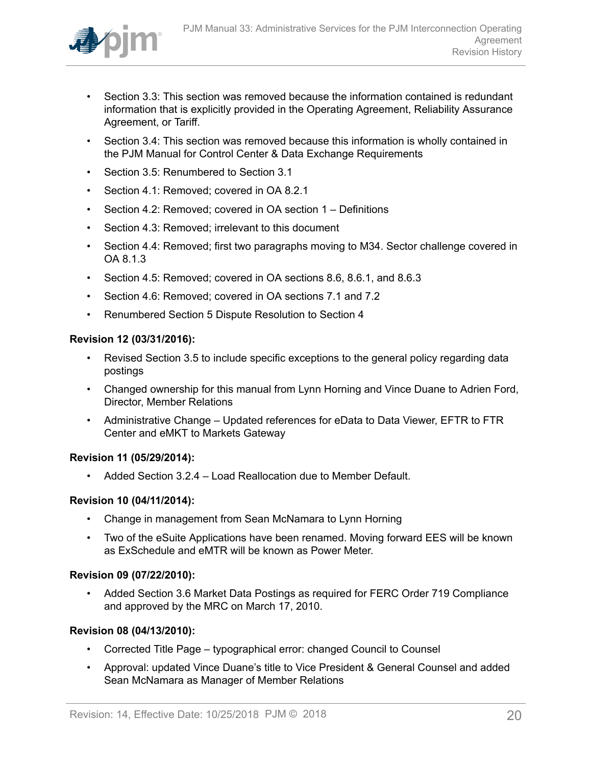- Section 3.3: This section was removed because the information contained is redundant information that is explicitly provided in the Operating Agreement, Reliability Assurance Agreement, or Tariff.
- Section 3.4: This section was removed because this information is wholly contained in the PJM Manual for Control Center & Data Exchange Requirements
- Section 3.5: Renumbered to Section 3.1
- Section 4.1: Removed; covered in OA 8.2.1
- Section 4.2: Removed; covered in OA section 1 – Definitions
- Section 4.3: Removed; irrelevant to this document
- Section 4.4: Removed; first two paragraphs moving to M34. Sector challenge covered in OA 8.1.3
- Section 4.5: Removed; covered in OA sections 8.6, 8.6.1, and 8.6.3
- Section 4.6: Removed; covered in OA sections 7.1 and 7.2
- Renumbered Section 5 Dispute Resolution to Section 4

**Revision 12 (03/31/2016):**

- Revised Section 3.5 to include specific exceptions to the general policy regarding data postings
- Changed ownership for this manual from Lynn Horning and Vince Duane to Adrien Ford, Director, Member Relations
- Administrative Change – Updated references for eData to Data Viewer, EFTR to FTR Center and eMKT to Markets Gateway

**Revision 11 (05/29/2014):**

- Added Section 3.2.4 – Load Reallocation due to Member Default.

**Revision 10 (04/11/2014):**

- Change in management from Sean McNamara to Lynn Horning
- Two of the eSuite Applications have been renamed. Moving forward EES will be known as ExSchedule and eMTR will be known as Power Meter.

**Revision 09 (07/22/2010):**

- Added Section 3.6 Market Data Postings as required for FERC Order 719 Compliance and approved by the MRC on March 17, 2010.

**Revision 08 (04/13/2010):**

- Corrected Title Page – typographical error: changed Council to Counsel
- Approval: updated Vince Duane's title to Vice President & General Counsel and added Sean McNamara as Manager of Member Relations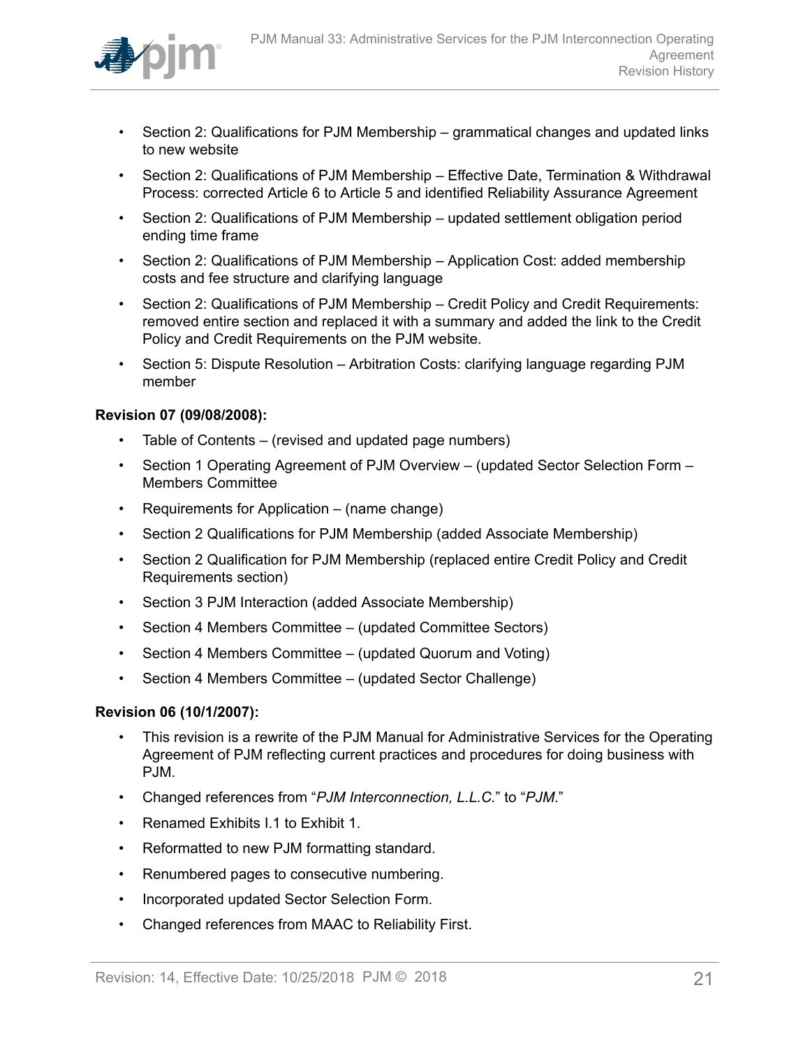- Section 2: Qualifications for PJM Membership – grammatical changes and updated links to new website
- Section 2: Qualifications of PJM Membership – Effective Date, Termination & Withdrawal Process: corrected Article 6 to Article 5 and identified Reliability Assurance Agreement
- Section 2: Qualifications of PJM Membership – updated settlement obligation period ending time frame
- Section 2: Qualifications of PJM Membership – Application Cost: added membership costs and fee structure and clarifying language
- Section 2: Qualifications of PJM Membership – Credit Policy and Credit Requirements: removed entire section and replaced it with a summary and added the link to the Credit Policy and Credit Requirements on the PJM website.
- Section 5: Dispute Resolution – Arbitration Costs: clarifying language regarding PJM member

**Revision 07 (09/08/2008):**

- Table of Contents – (revised and updated page numbers)
- Section 1 Operating Agreement of PJM Overview – (updated Sector Selection Form – Members Committee
- Requirements for Application – (name change)
- Section 2 Qualifications for PJM Membership (added Associate Membership)
- Section 2 Qualification for PJM Membership (replaced entire Credit Policy and Credit Requirements section)
- Section 3 PJM Interaction (added Associate Membership)
- Section 4 Members Committee – (updated Committee Sectors)
- Section 4 Members Committee – (updated Quorum and Voting)
- Section 4 Members Committee – (updated Sector Challenge)

**Revision 06 (10/1/2007):**

- This revision is a rewrite of the PJM Manual for Administrative Services for the Operating Agreement of PJM reflecting current practices and procedures for doing business with PJM.
- Changed references from "*PJM Interconnection, L.L.C.*" to "*PJM.*"
- Renamed Exhibits I.1 to Exhibit 1.
- Reformatted to new PJM formatting standard.
- Renumbered pages to consecutive numbering.
- Incorporated updated Sector Selection Form.
- Changed references from MAAC to Reliability First.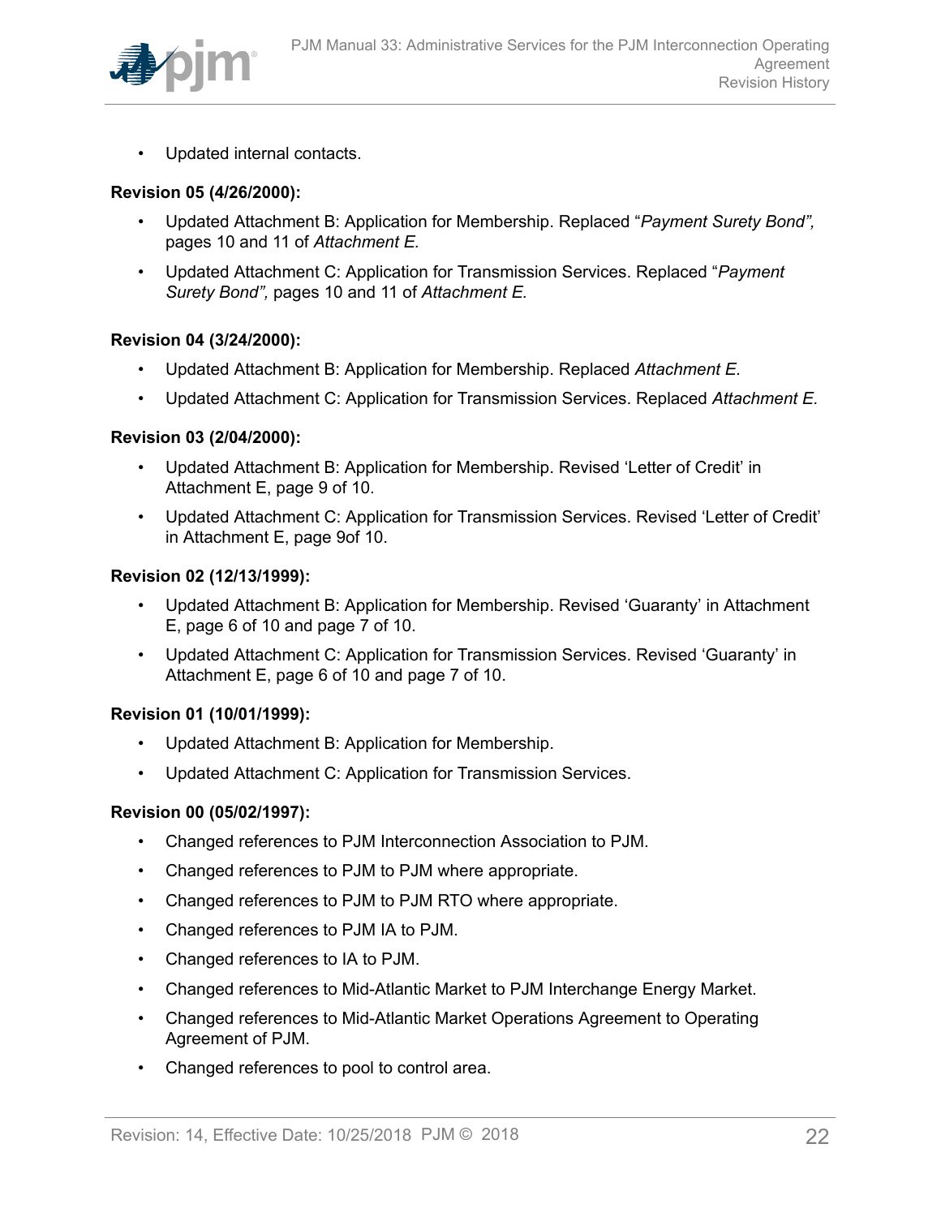- Updated internal contacts.

**Revision 05 (4/26/2000):**

- Updated Attachment B: Application for Membership. Replaced "*Payment Surety Bond",* pages 10 and 11 of *Attachment E.*
- Updated Attachment C: Application for Transmission Services. Replaced "*Payment Surety Bond",* pages 10 and 11 of *Attachment E.*

**Revision 04 (3/24/2000):**

- Updated Attachment B: Application for Membership. Replaced *Attachment E.*
- Updated Attachment C: Application for Transmission Services. Replaced *Attachment E.*

**Revision 03 (2/04/2000):**

- Updated Attachment B: Application for Membership. Revised 'Letter of Credit' in Attachment E, page 9 of 10.
- Updated Attachment C: Application for Transmission Services. Revised 'Letter of Credit' in Attachment E, page 9of 10.

**Revision 02 (12/13/1999):**

- Updated Attachment B: Application for Membership. Revised 'Guaranty' in Attachment E, page 6 of 10 and page 7 of 10.
- Updated Attachment C: Application for Transmission Services. Revised 'Guaranty' in Attachment E, page 6 of 10 and page 7 of 10.

**Revision 01 (10/01/1999):**

- Updated Attachment B: Application for Membership.
- Updated Attachment C: Application for Transmission Services.

**Revision 00 (05/02/1997):**

- Changed references to PJM Interconnection Association to PJM.
- Changed references to PJM to PJM where appropriate.
- Changed references to PJM to PJM RTO where appropriate.
- Changed references to PJM IA to PJM.
- Changed references to IA to PJM.
- Changed references to Mid-Atlantic Market to PJM Interchange Energy Market.
- Changed references to Mid-Atlantic Market Operations Agreement to Operating Agreement of PJM.
- Changed references to pool to control area.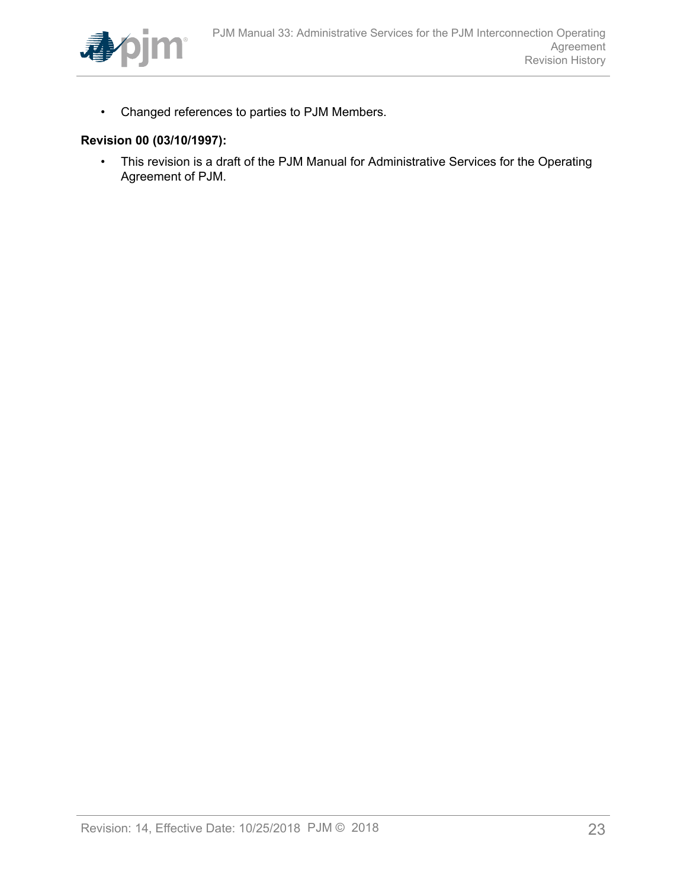- Changed references to parties to PJM Members.

**Revision 00 (03/10/1997):**

- This revision is a draft of the PJM Manual for Administrative Services for the Operating Agreement of PJM.